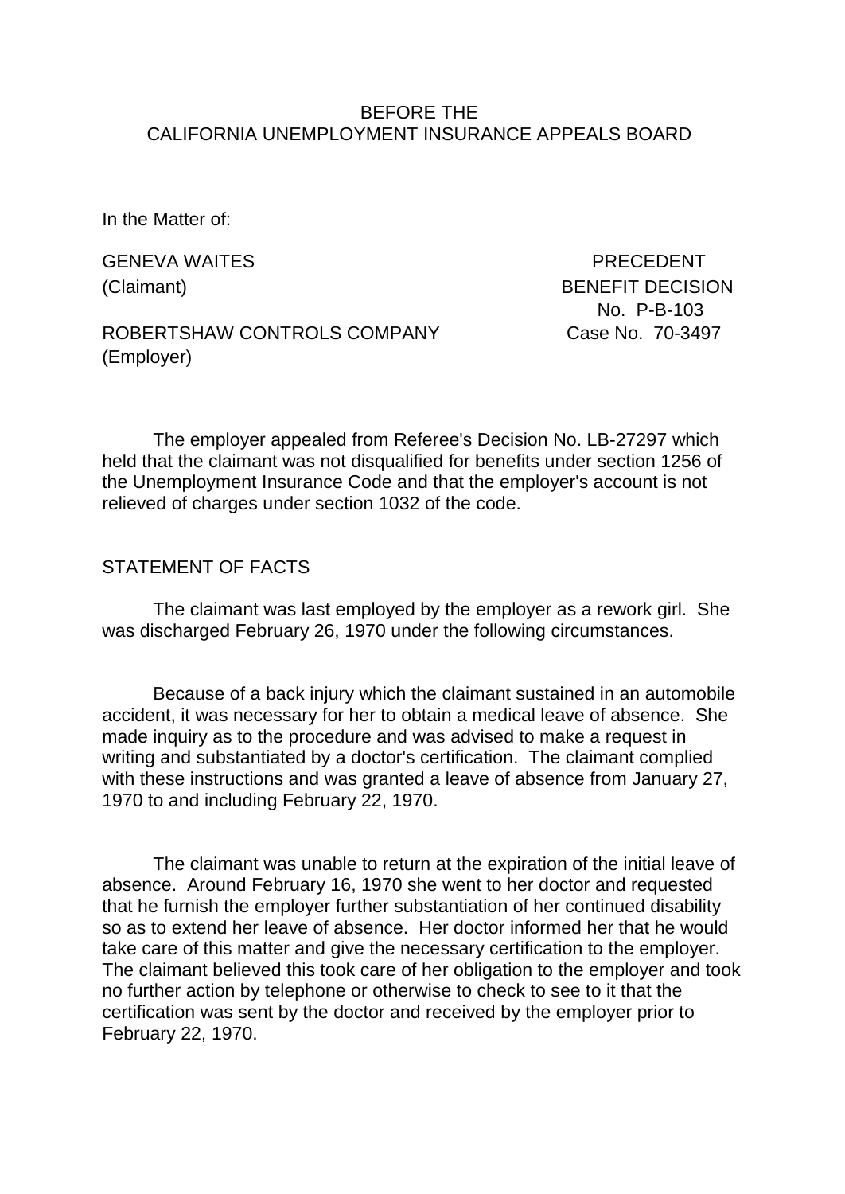BEFORE THE
CALIFORNIA UNEMPLOYMENT INSURANCE APPEALS BOARD

In the Matter of:

GENEVA WAITES
(Claimant)

ROBERTSHAW CONTROLS COMPANY
(Employer)

PRECEDENT
BENEFIT DECISION
No. P-B-103
Case No. 70-3497

The employer appealed from Referee's Decision No. LB-27297 which held that the claimant was not disqualified for benefits under section 1256 of the Unemployment Insurance Code and that the employer's account is not relieved of charges under section 1032 of the code.

## STATEMENT OF FACTS

The claimant was last employed by the employer as a rework girl. She was discharged February 26, 1970 under the following circumstances.

Because of a back injury which the claimant sustained in an automobile accident, it was necessary for her to obtain a medical leave of absence. She made inquiry as to the procedure and was advised to make a request in writing and substantiated by a doctor's certification. The claimant complied with these instructions and was granted a leave of absence from January 27, 1970 to and including February 22, 1970.

The claimant was unable to return at the expiration of the initial leave of absence. Around February 16, 1970 she went to her doctor and requested that he furnish the employer further substantiation of her continued disability so as to extend her leave of absence. Her doctor informed her that he would take care of this matter and give the necessary certification to the employer. The claimant believed this took care of her obligation to the employer and took no further action by telephone or otherwise to check to see to it that the certification was sent by the doctor and received by the employer prior to February 22, 1970.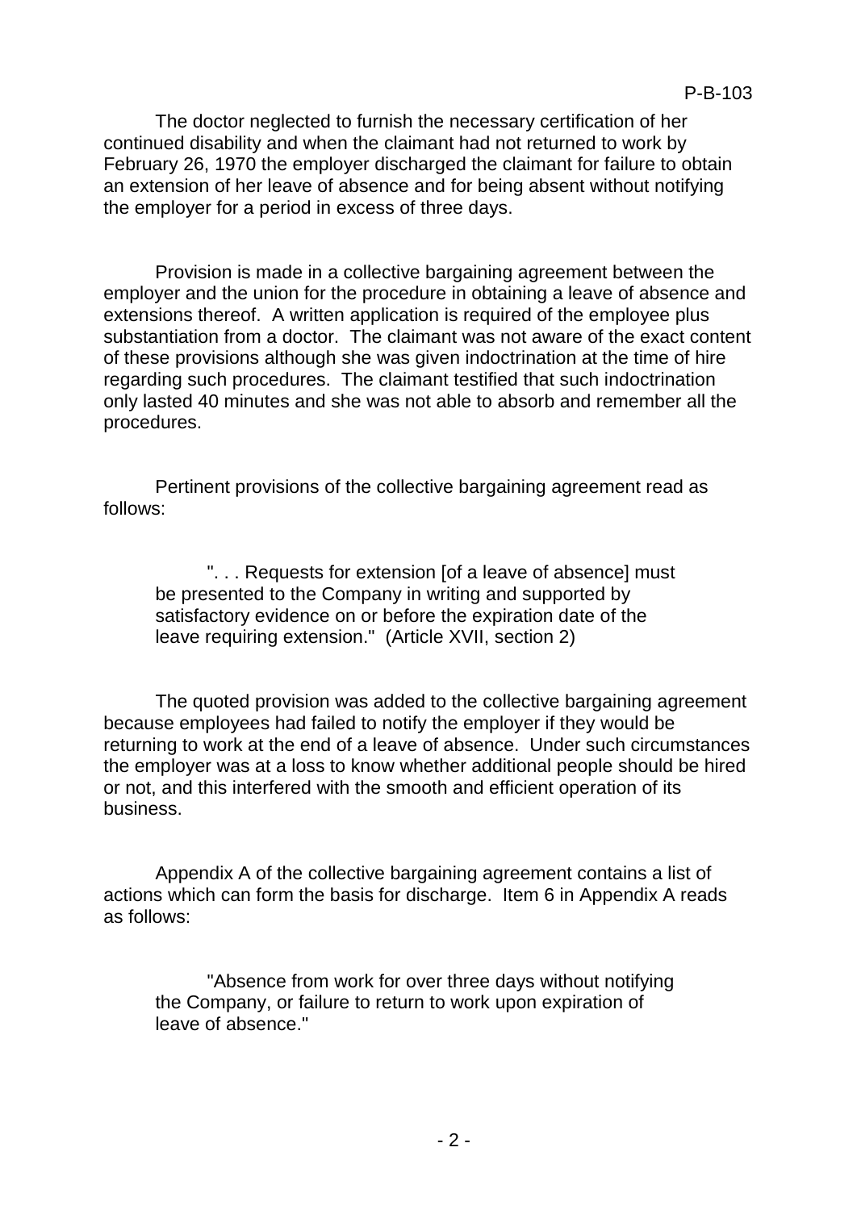The doctor neglected to furnish the necessary certification of her continued disability and when the claimant had not returned to work by February 26, 1970 the employer discharged the claimant for failure to obtain an extension of her leave of absence and for being absent without notifying the employer for a period in excess of three days.

Provision is made in a collective bargaining agreement between the employer and the union for the procedure in obtaining a leave of absence and extensions thereof. A written application is required of the employee plus substantiation from a doctor. The claimant was not aware of the exact content of these provisions although she was given indoctrination at the time of hire regarding such procedures. The claimant testified that such indoctrination only lasted 40 minutes and she was not able to absorb and remember all the procedures.

Pertinent provisions of the collective bargaining agreement read as follows:

> ". . . Requests for extension [of a leave of absence] must be presented to the Company in writing and supported by satisfactory evidence on or before the expiration date of the leave requiring extension." (Article XVII, section 2)

The quoted provision was added to the collective bargaining agreement because employees had failed to notify the employer if they would be returning to work at the end of a leave of absence. Under such circumstances the employer was at a loss to know whether additional people should be hired or not, and this interfered with the smooth and efficient operation of its business.

Appendix A of the collective bargaining agreement contains a list of actions which can form the basis for discharge. Item 6 in Appendix A reads as follows:

> "Absence from work for over three days without notifying the Company, or failure to return to work upon expiration of leave of absence."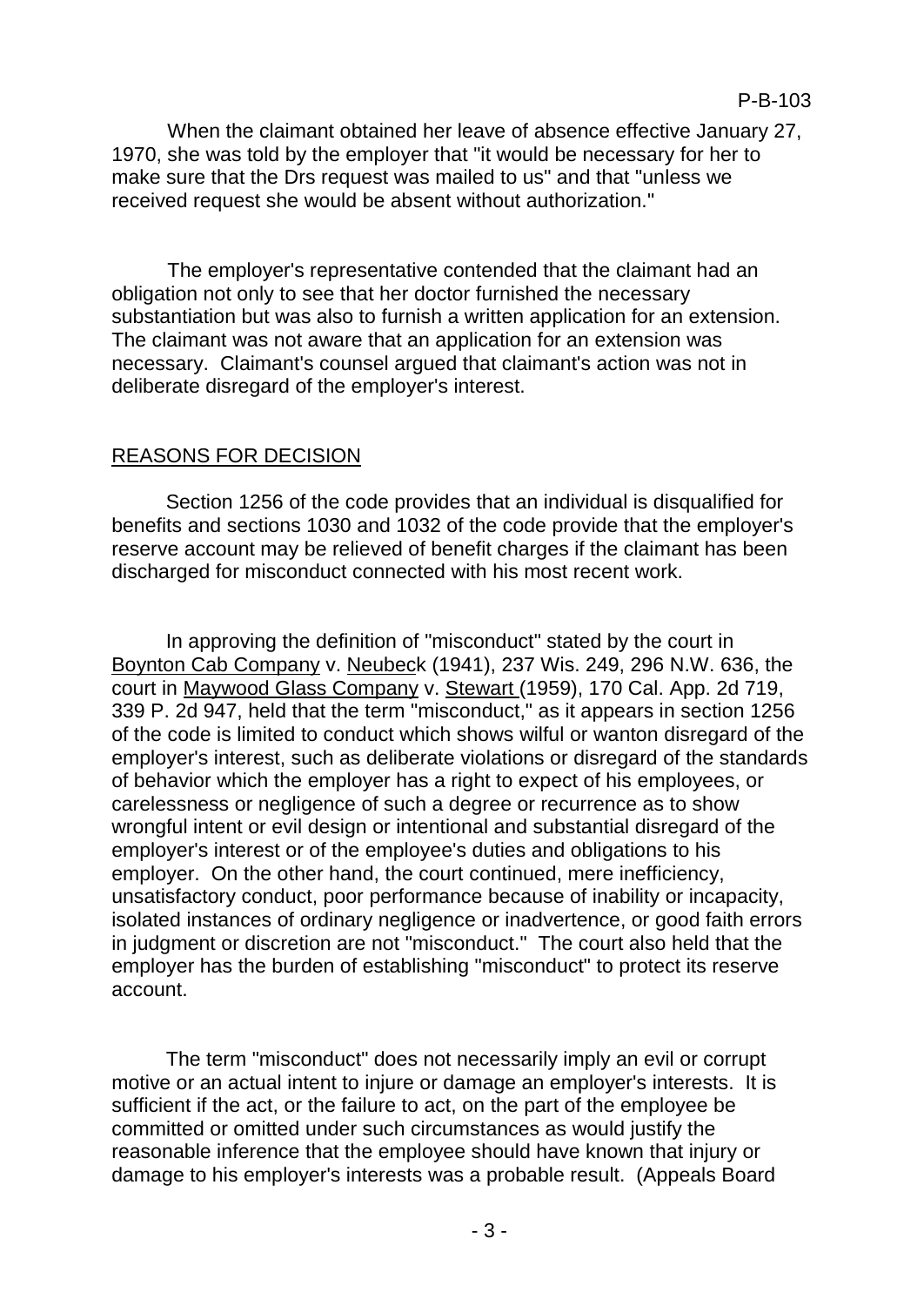When the claimant obtained her leave of absence effective January 27, 1970, she was told by the employer that "it would be necessary for her to make sure that the Drs request was mailed to us" and that "unless we received request she would be absent without authorization."

The employer's representative contended that the claimant had an obligation not only to see that her doctor furnished the necessary substantiation but was also to furnish a written application for an extension. The claimant was not aware that an application for an extension was necessary. Claimant's counsel argued that claimant's action was not in deliberate disregard of the employer's interest.

## REASONS FOR DECISION

Section 1256 of the code provides that an individual is disqualified for benefits and sections 1030 and 1032 of the code provide that the employer's reserve account may be relieved of benefit charges if the claimant has been discharged for misconduct connected with his most recent work.

In approving the definition of "misconduct" stated by the court in Boynton Cab Company v. Neubeck (1941), 237 Wis. 249, 296 N.W. 636, the court in Maywood Glass Company v. Stewart (1959), 170 Cal. App. 2d 719, 339 P. 2d 947, held that the term "misconduct," as it appears in section 1256 of the code is limited to conduct which shows wilful or wanton disregard of the employer's interest, such as deliberate violations or disregard of the standards of behavior which the employer has a right to expect of his employees, or carelessness or negligence of such a degree or recurrence as to show wrongful intent or evil design or intentional and substantial disregard of the employer's interest or of the employee's duties and obligations to his employer. On the other hand, the court continued, mere inefficiency, unsatisfactory conduct, poor performance because of inability or incapacity, isolated instances of ordinary negligence or inadvertence, or good faith errors in judgment or discretion are not "misconduct." The court also held that the employer has the burden of establishing "misconduct" to protect its reserve account.

The term "misconduct" does not necessarily imply an evil or corrupt motive or an actual intent to injure or damage an employer's interests. It is sufficient if the act, or the failure to act, on the part of the employee be committed or omitted under such circumstances as would justify the reasonable inference that the employee should have known that injury or damage to his employer's interests was a probable result. (Appeals Board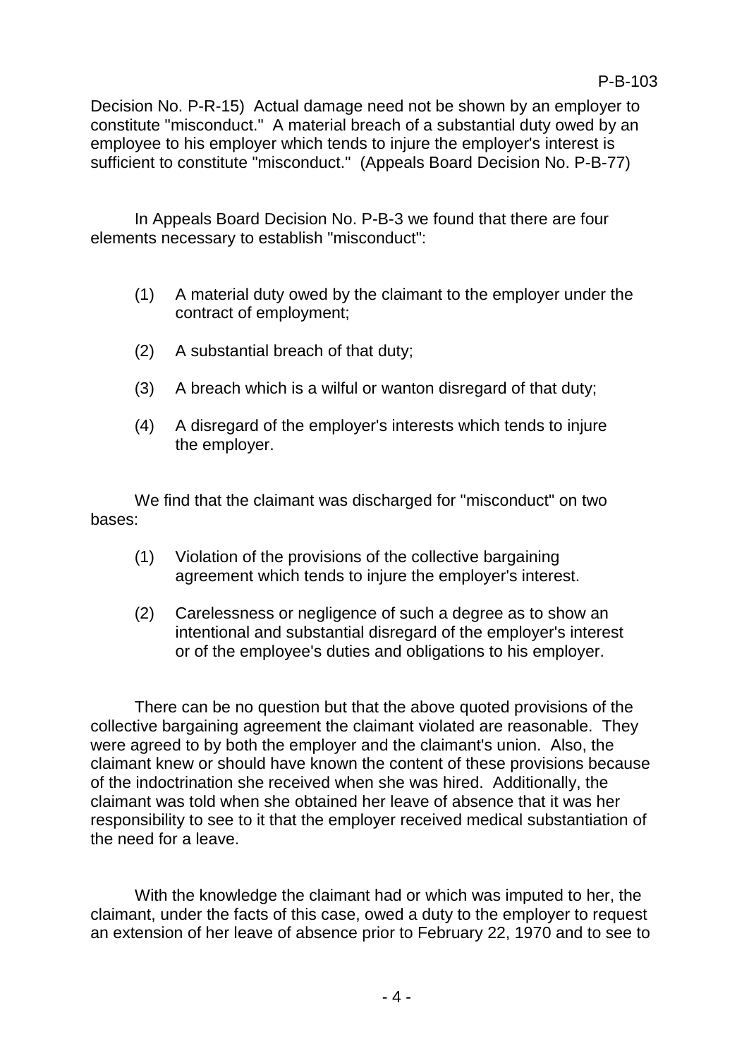Decision No. P-R-15) Actual damage need not be shown by an employer to constitute "misconduct." A material breach of a substantial duty owed by an employee to his employer which tends to injure the employer's interest is sufficient to constitute "misconduct." (Appeals Board Decision No. P-B-77)

In Appeals Board Decision No. P-B-3 we found that there are four elements necessary to establish "misconduct":

(1) A material duty owed by the claimant to the employer under the contract of employment;

(2) A substantial breach of that duty;

(3) A breach which is a wilful or wanton disregard of that duty;

(4) A disregard of the employer's interests which tends to injure the employer.

We find that the claimant was discharged for "misconduct" on two bases:

(1) Violation of the provisions of the collective bargaining agreement which tends to injure the employer's interest.

(2) Carelessness or negligence of such a degree as to show an intentional and substantial disregard of the employer's interest or of the employee's duties and obligations to his employer.

There can be no question but that the above quoted provisions of the collective bargaining agreement the claimant violated are reasonable. They were agreed to by both the employer and the claimant's union. Also, the claimant knew or should have known the content of these provisions because of the indoctrination she received when she was hired. Additionally, the claimant was told when she obtained her leave of absence that it was her responsibility to see to it that the employer received medical substantiation of the need for a leave.

With the knowledge the claimant had or which was imputed to her, the claimant, under the facts of this case, owed a duty to the employer to request an extension of her leave of absence prior to February 22, 1970 and to see to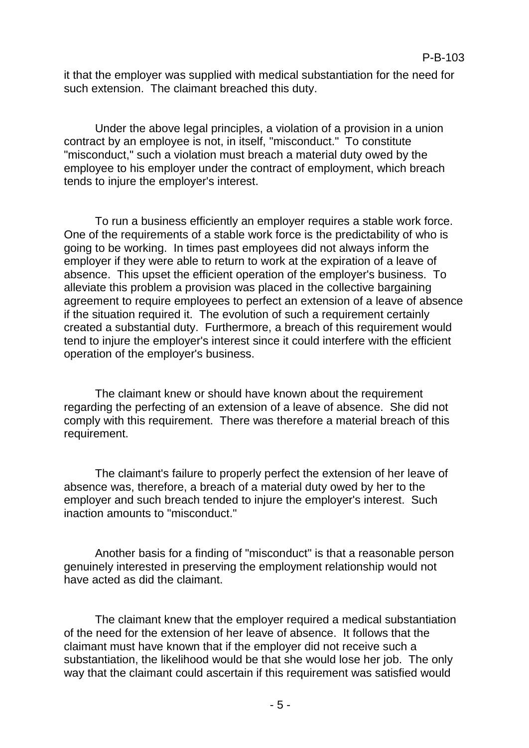it that the employer was supplied with medical substantiation for the need for such extension. The claimant breached this duty.

Under the above legal principles, a violation of a provision in a union contract by an employee is not, in itself, "misconduct." To constitute "misconduct," such a violation must breach a material duty owed by the employee to his employer under the contract of employment, which breach tends to injure the employer's interest.

To run a business efficiently an employer requires a stable work force. One of the requirements of a stable work force is the predictability of who is going to be working. In times past employees did not always inform the employer if they were able to return to work at the expiration of a leave of absence. This upset the efficient operation of the employer's business. To alleviate this problem a provision was placed in the collective bargaining agreement to require employees to perfect an extension of a leave of absence if the situation required it. The evolution of such a requirement certainly created a substantial duty. Furthermore, a breach of this requirement would tend to injure the employer's interest since it could interfere with the efficient operation of the employer's business.

The claimant knew or should have known about the requirement regarding the perfecting of an extension of a leave of absence. She did not comply with this requirement. There was therefore a material breach of this requirement.

The claimant's failure to properly perfect the extension of her leave of absence was, therefore, a breach of a material duty owed by her to the employer and such breach tended to injure the employer's interest. Such inaction amounts to "misconduct."

Another basis for a finding of "misconduct" is that a reasonable person genuinely interested in preserving the employment relationship would not have acted as did the claimant.

The claimant knew that the employer required a medical substantiation of the need for the extension of her leave of absence. It follows that the claimant must have known that if the employer did not receive such a substantiation, the likelihood would be that she would lose her job. The only way that the claimant could ascertain if this requirement was satisfied would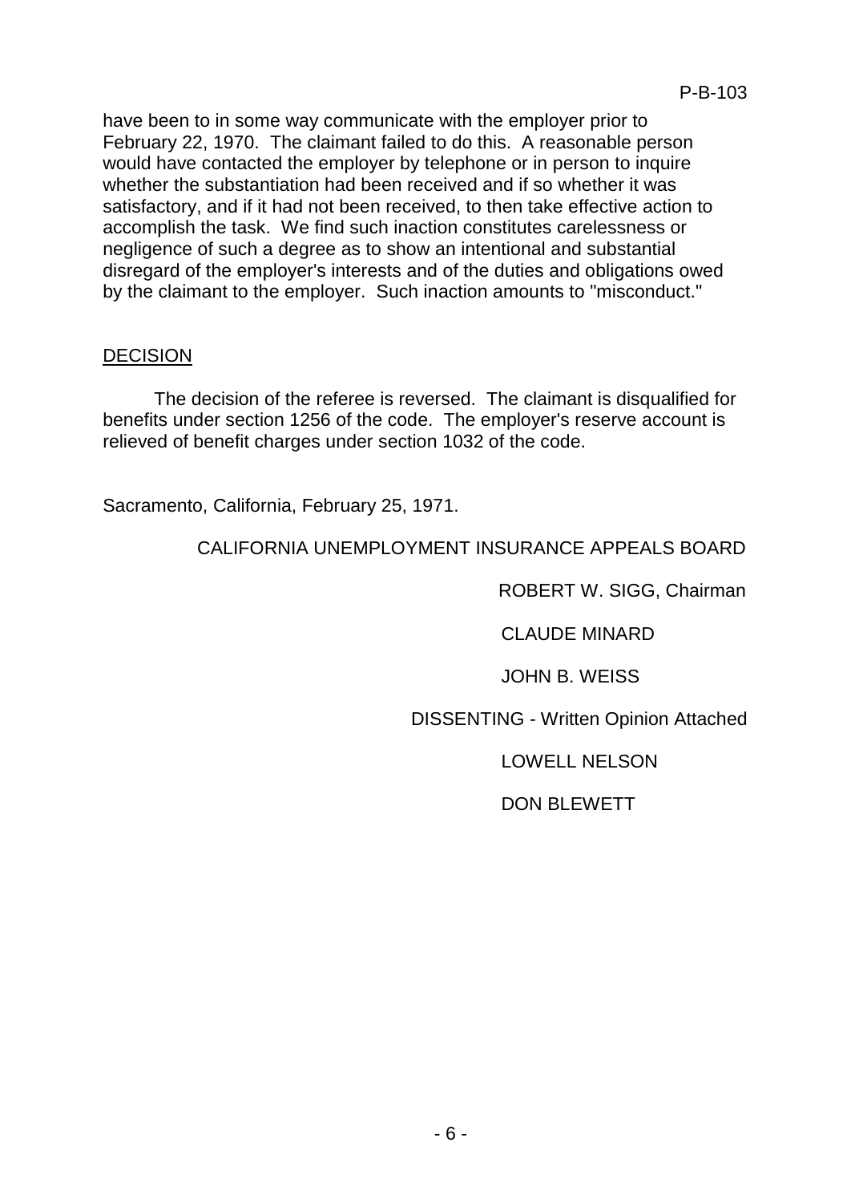have been to in some way communicate with the employer prior to February 22, 1970. The claimant failed to do this. A reasonable person would have contacted the employer by telephone or in person to inquire whether the substantiation had been received and if so whether it was satisfactory, and if it had not been received, to then take effective action to accomplish the task. We find such inaction constitutes carelessness or negligence of such a degree as to show an intentional and substantial disregard of the employer's interests and of the duties and obligations owed by the claimant to the employer. Such inaction amounts to "misconduct."

## DECISION

The decision of the referee is reversed. The claimant is disqualified for benefits under section 1256 of the code. The employer's reserve account is relieved of benefit charges under section 1032 of the code.

Sacramento, California, February 25, 1971.

CALIFORNIA UNEMPLOYMENT INSURANCE APPEALS BOARD

ROBERT W. SIGG, Chairman

CLAUDE MINARD

JOHN B. WEISS

DISSENTING - Written Opinion Attached

LOWELL NELSON

DON BLEWETT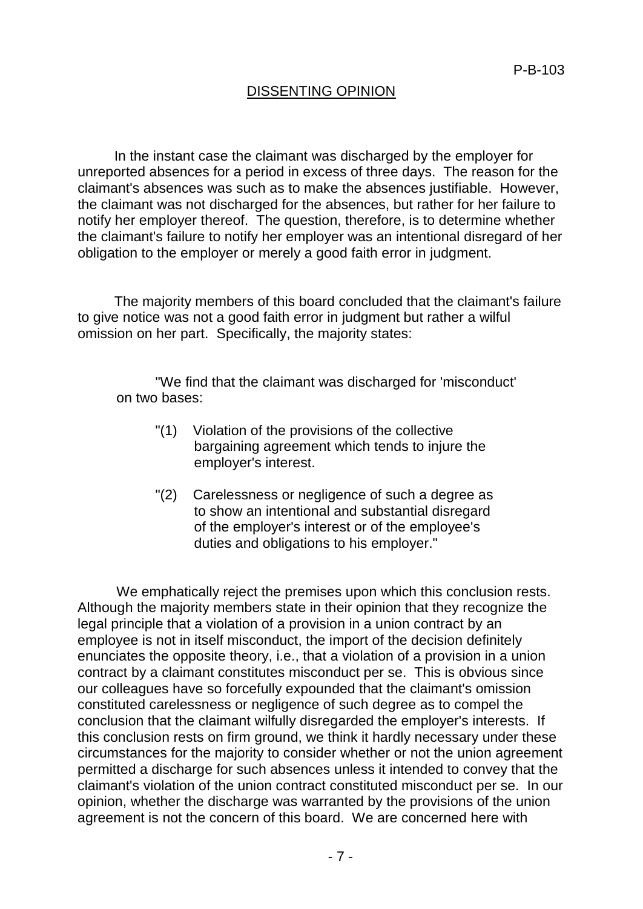## DISSENTING OPINION

In the instant case the claimant was discharged by the employer for unreported absences for a period in excess of three days. The reason for the claimant's absences was such as to make the absences justifiable. However, the claimant was not discharged for the absences, but rather for her failure to notify her employer thereof. The question, therefore, is to determine whether the claimant's failure to notify her employer was an intentional disregard of her obligation to the employer or merely a good faith error in judgment.

The majority members of this board concluded that the claimant's failure to give notice was not a good faith error in judgment but rather a wilful omission on her part. Specifically, the majority states:

> "We find that the claimant was discharged for 'misconduct' on two bases:
>
> "(1) Violation of the provisions of the collective bargaining agreement which tends to injure the employer's interest.
>
> "(2) Carelessness or negligence of such a degree as to show an intentional and substantial disregard of the employer's interest or of the employee's duties and obligations to his employer."

We emphatically reject the premises upon which this conclusion rests. Although the majority members state in their opinion that they recognize the legal principle that a violation of a provision in a union contract by an employee is not in itself misconduct, the import of the decision definitely enunciates the opposite theory, i.e., that a violation of a provision in a union contract by a claimant constitutes misconduct per se. This is obvious since our colleagues have so forcefully expounded that the claimant's omission constituted carelessness or negligence of such degree as to compel the conclusion that the claimant wilfully disregarded the employer's interests. If this conclusion rests on firm ground, we think it hardly necessary under these circumstances for the majority to consider whether or not the union agreement permitted a discharge for such absences unless it intended to convey that the claimant's violation of the union contract constituted misconduct per se. In our opinion, whether the discharge was warranted by the provisions of the union agreement is not the concern of this board. We are concerned here with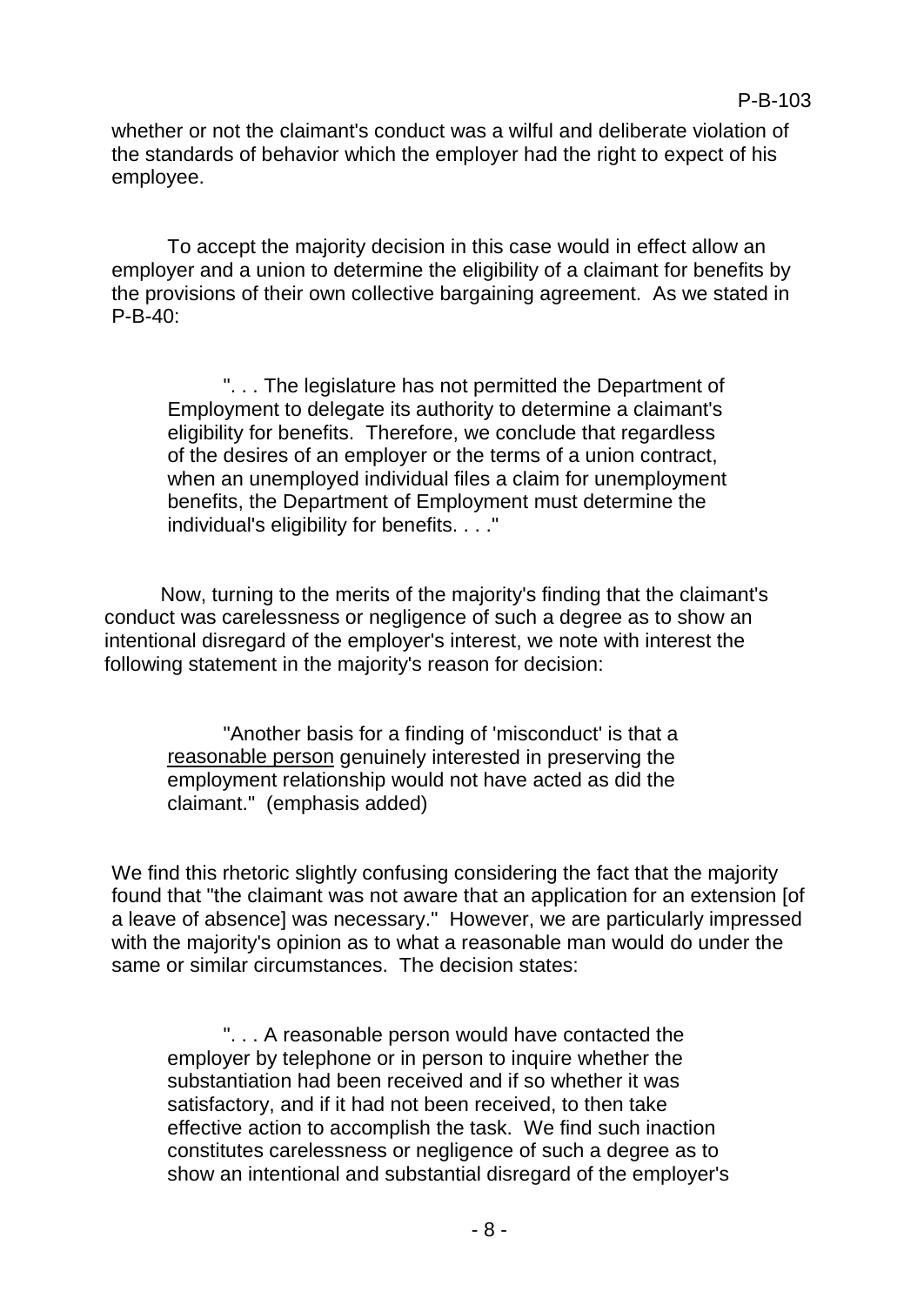whether or not the claimant's conduct was a wilful and deliberate violation of the standards of behavior which the employer had the right to expect of his employee.

To accept the majority decision in this case would in effect allow an employer and a union to determine the eligibility of a claimant for benefits by the provisions of their own collective bargaining agreement. As we stated in P-B-40:

> ". . . The legislature has not permitted the Department of Employment to delegate its authority to determine a claimant's eligibility for benefits. Therefore, we conclude that regardless of the desires of an employer or the terms of a union contract, when an unemployed individual files a claim for unemployment benefits, the Department of Employment must determine the individual's eligibility for benefits. . . ."

Now, turning to the merits of the majority's finding that the claimant's conduct was carelessness or negligence of such a degree as to show an intentional disregard of the employer's interest, we note with interest the following statement in the majority's reason for decision:

> "Another basis for a finding of 'misconduct' is that a <u>reasonable person</u> genuinely interested in preserving the employment relationship would not have acted as did the claimant." (emphasis added)

We find this rhetoric slightly confusing considering the fact that the majority found that "the claimant was not aware that an application for an extension [of a leave of absence] was necessary." However, we are particularly impressed with the majority's opinion as to what a reasonable man would do under the same or similar circumstances. The decision states:

> ". . . A reasonable person would have contacted the employer by telephone or in person to inquire whether the substantiation had been received and if so whether it was satisfactory, and if it had not been received, to then take effective action to accomplish the task. We find such inaction constitutes carelessness or negligence of such a degree as to show an intentional and substantial disregard of the employer's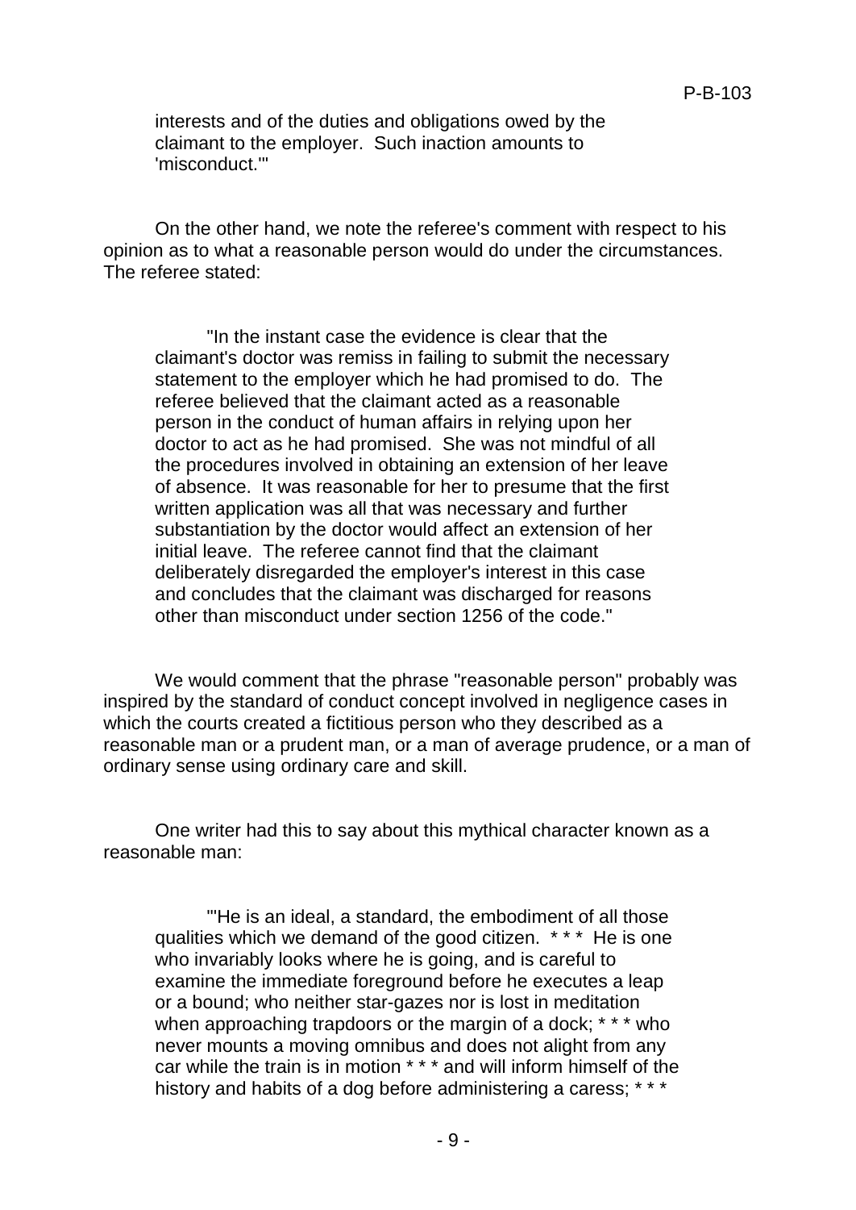> interests and of the duties and obligations owed by the claimant to the employer. Such inaction amounts to 'misconduct.'"

On the other hand, we note the referee's comment with respect to his opinion as to what a reasonable person would do under the circumstances. The referee stated:

> "In the instant case the evidence is clear that the claimant's doctor was remiss in failing to submit the necessary statement to the employer which he had promised to do. The referee believed that the claimant acted as a reasonable person in the conduct of human affairs in relying upon her doctor to act as he had promised. She was not mindful of all the procedures involved in obtaining an extension of her leave of absence. It was reasonable for her to presume that the first written application was all that was necessary and further substantiation by the doctor would affect an extension of her initial leave. The referee cannot find that the claimant deliberately disregarded the employer's interest in this case and concludes that the claimant was discharged for reasons other than misconduct under section 1256 of the code."

We would comment that the phrase "reasonable person" probably was inspired by the standard of conduct concept involved in negligence cases in which the courts created a fictitious person who they described as a reasonable man or a prudent man, or a man of average prudence, or a man of ordinary sense using ordinary care and skill.

One writer had this to say about this mythical character known as a reasonable man:

> "'He is an ideal, a standard, the embodiment of all those qualities which we demand of the good citizen. * * * He is one who invariably looks where he is going, and is careful to examine the immediate foreground before he executes a leap or a bound; who neither star-gazes nor is lost in meditation when approaching trapdoors or the margin of a dock; * * * who never mounts a moving omnibus and does not alight from any car while the train is in motion * * * and will inform himself of the history and habits of a dog before administering a caress; * * *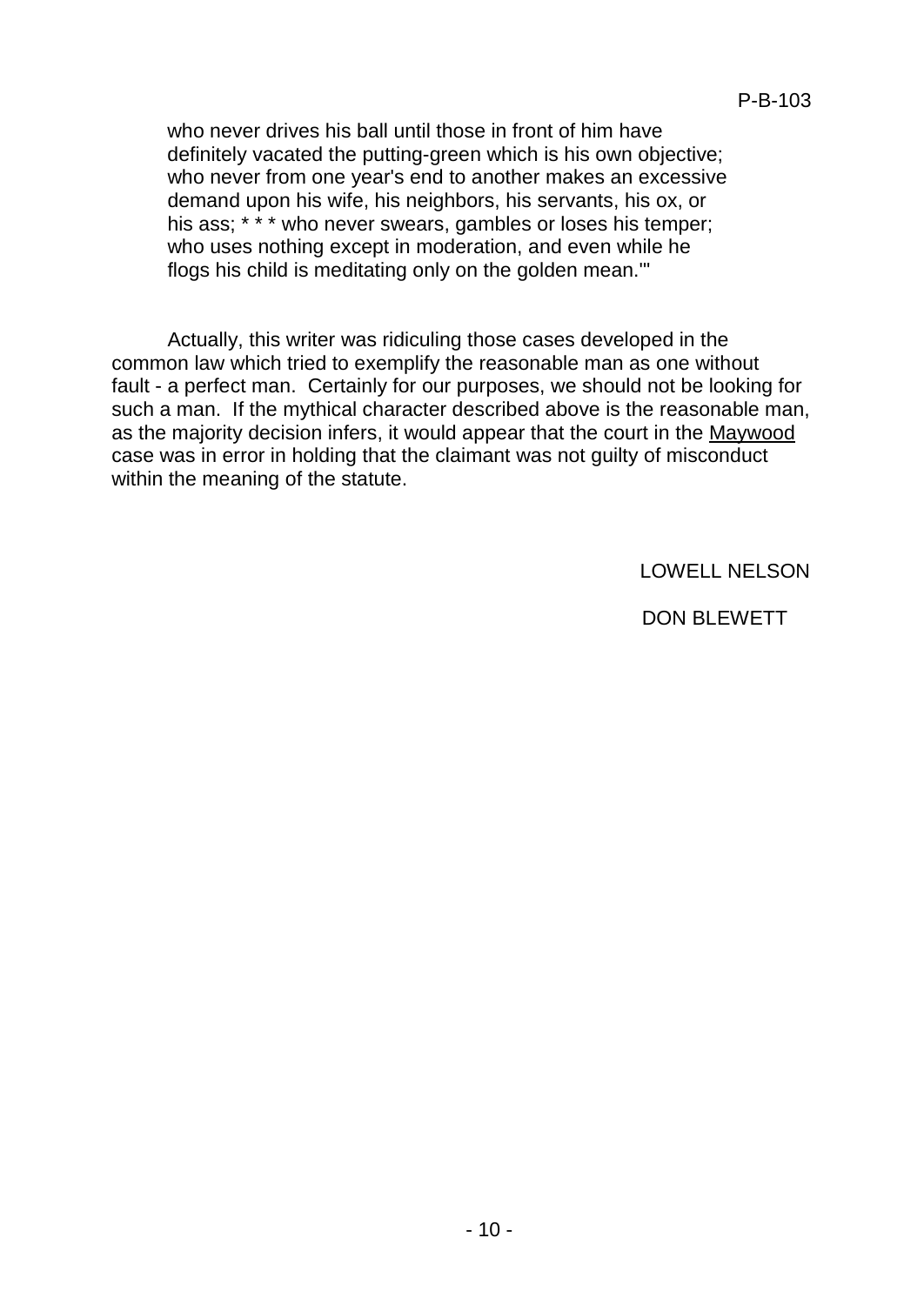> who never drives his ball until those in front of him have definitely vacated the putting-green which is his own objective; who never from one year's end to another makes an excessive demand upon his wife, his neighbors, his servants, his ox, or his ass; * * * who never swears, gambles or loses his temper; who uses nothing except in moderation, and even while he flogs his child is meditating only on the golden mean.'"

Actually, this writer was ridiculing those cases developed in the common law which tried to exemplify the reasonable man as one without fault - a perfect man. Certainly for our purposes, we should not be looking for such a man. If the mythical character described above is the reasonable man, as the majority decision infers, it would appear that the court in the Maywood case was in error in holding that the claimant was not guilty of misconduct within the meaning of the statute.

LOWELL NELSON

DON BLEWETT